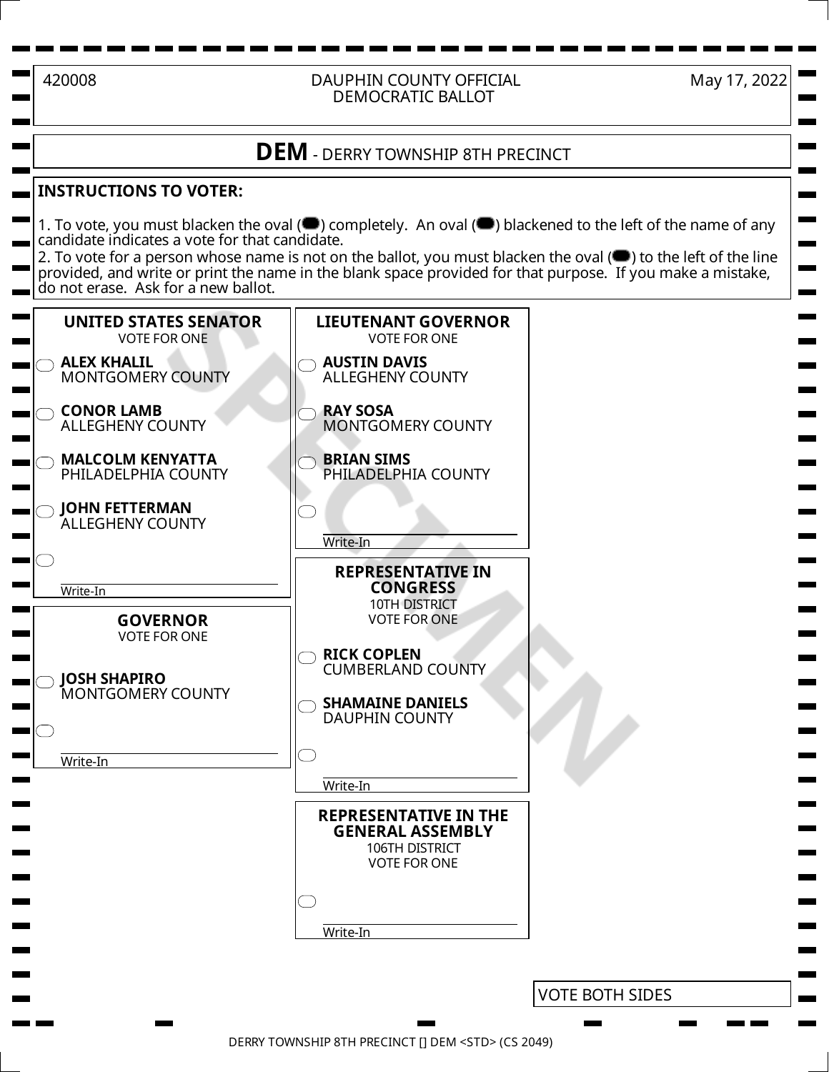420008

DAUPHIN COUNTY OFFICIAL
DEMOCRATIC BALLOT

May 17, 2022

# DEM - DERRY TOWNSHIP 8TH PRECINCT

**INSTRUCTIONS TO VOTER:**

1. To vote, you must blacken the oval (⬬) completely. An oval (⬬) blackened to the left of the name of any candidate indicates a vote for that candidate.
2. To vote for a person whose name is not on the ballot, you must blacken the oval (⬬) to the left of the line provided, and write or print the name in the blank space provided for that purpose. If you make a mistake, do not erase. Ask for a new ballot.

## UNITED STATES SENATOR
VOTE FOR ONE

- ⬭ **ALEX KHALIL** MONTGOMERY COUNTY
- ⬭ **CONOR LAMB** ALLEGHENY COUNTY
- ⬭ **MALCOLM KENYATTA** PHILADELPHIA COUNTY
- ⬭ **JOHN FETTERMAN** ALLEGHENY COUNTY
- ⬭ ______ Write-In

## GOVERNOR
VOTE FOR ONE

- ⬭ **JOSH SHAPIRO** MONTGOMERY COUNTY
- ⬭ ______ Write-In

## LIEUTENANT GOVERNOR
VOTE FOR ONE

- ⬭ **AUSTIN DAVIS** ALLEGHENY COUNTY
- ⬭ **RAY SOSA** MONTGOMERY COUNTY
- ⬭ **BRIAN SIMS** PHILADELPHIA COUNTY
- ⬭ ______ Write-In

## REPRESENTATIVE IN CONGRESS
10TH DISTRICT
VOTE FOR ONE

- ⬭ **RICK COPLEN** CUMBERLAND COUNTY
- ⬭ **SHAMAINE DANIELS** DAUPHIN COUNTY
- ⬭ ______ Write-In

## REPRESENTATIVE IN THE GENERAL ASSEMBLY
106TH DISTRICT
VOTE FOR ONE

- ⬭ ______ Write-In

VOTE BOTH SIDES

DERRY TOWNSHIP 8TH PRECINCT [] DEM <STD> (CS 2049)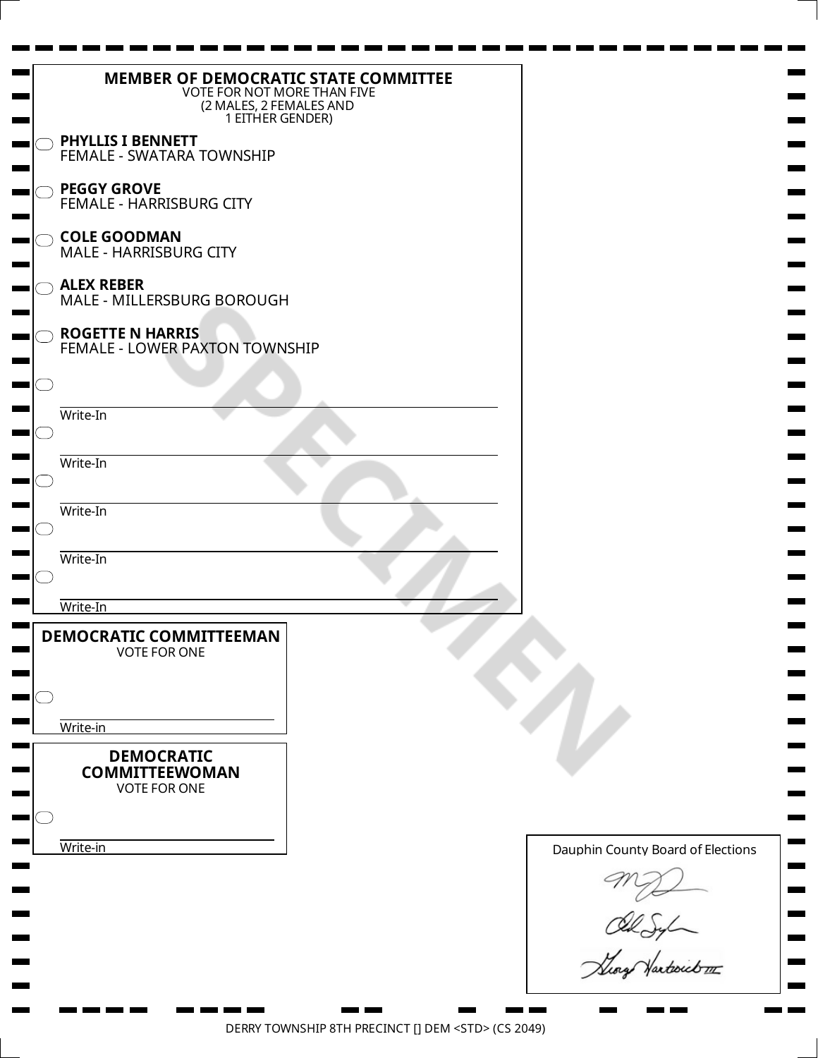## MEMBER OF DEMOCRATIC STATE COMMITTEE

VOTE FOR NOT MORE THAN FIVE
(2 MALES, 2 FEMALES AND
1 EITHER GENDER)

- **PHYLLIS I BENNETT**
  FEMALE - SWATARA TOWNSHIP
- **PEGGY GROVE**
  FEMALE - HARRISBURG CITY
- **COLE GOODMAN**
  MALE - HARRISBURG CITY
- **ALEX REBER**
  MALE - MILLERSBURG BOROUGH
- **ROGETTE N HARRIS**
  FEMALE - LOWER PAXTON TOWNSHIP
- Write-In
- Write-In
- Write-In
- Write-In
- Write-In

## DEMOCRATIC COMMITTEEMAN

VOTE FOR ONE

- Write-in

## DEMOCRATIC COMMITTEEWOMAN

VOTE FOR ONE

- Write-in

SPECIMEN

Dauphin County Board of Elections

DERRY TOWNSHIP 8TH PRECINCT [] DEM <STD> (CS 2049)